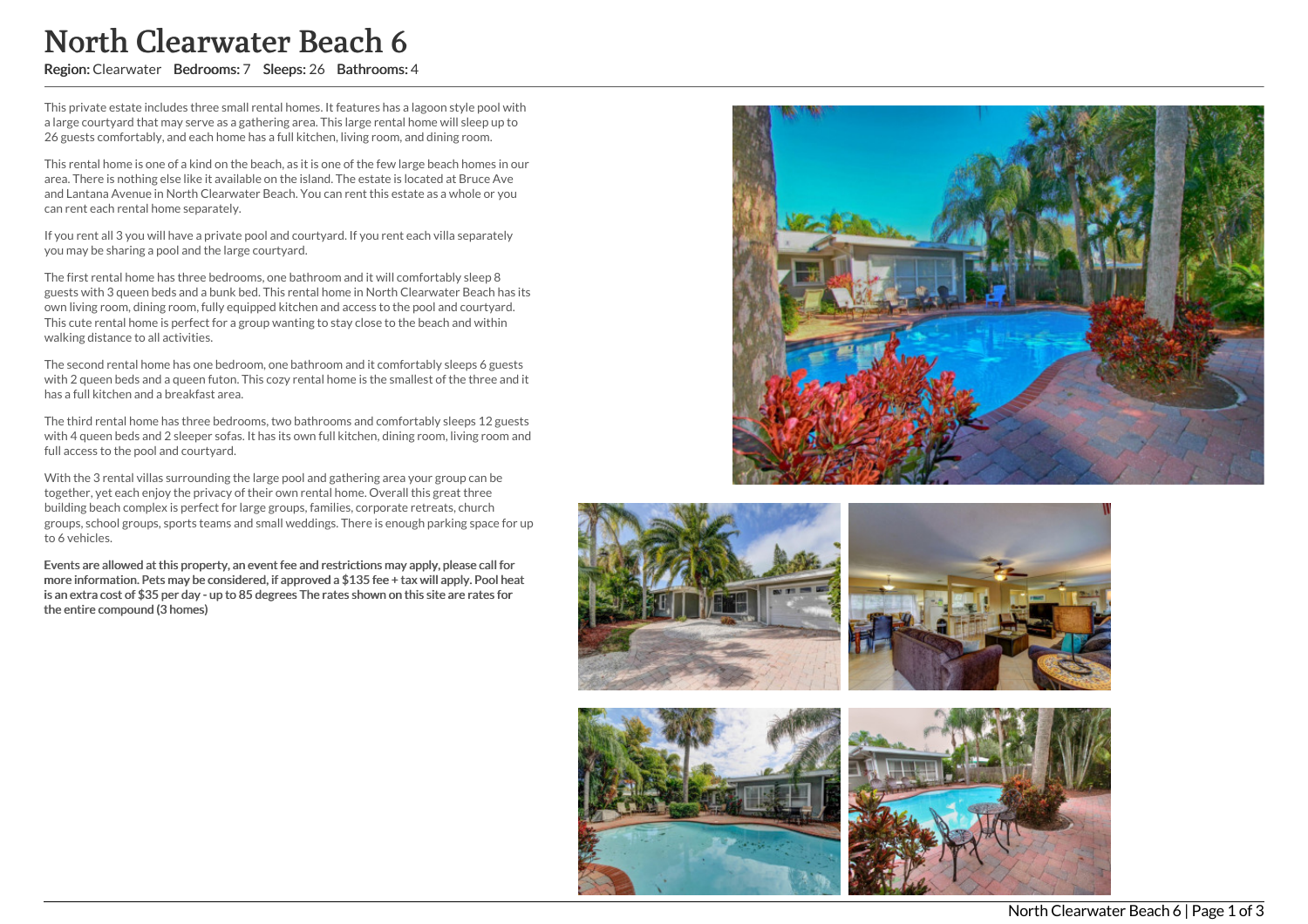# North Clearwater Beach 6

**Region:** Clearwater **Bedrooms:** 7 **Sleeps:** 26 **Bathrooms:** 4

This private estate includes three small rental homes. It features has a lagoon style pool with a large courtyard that may serve as a gathering area. This large rental home will sleep up to 26 guests comfortably, and each home has a full kitchen, living room, and dining room.

This rental home is one of a kind on the beach, as it is one of the few large beach homes in our area. There is nothing else like it available on the island. The estate is located at Bruce Ave and Lantana Avenue in North Clearwater Beach. You can rent this estate as a whole or you can rent each rental home separately.

If you rent all 3 you will have a private pool and courtyard. If you rent each villa separately you may be sharing a pool and the large courtyard.

The first rental home has three bedrooms, one bathroom and it will comfortably sleep 8 guests with 3 queen beds and a bunk bed. This rental home in North Clearwater Beach has its own living room, dining room, fully equipped kitchen and access to the pool and courtyard. This cute rental home is perfect for a group wanting to stay close to the beach and within walking distance to all activities.

The second rental home has one bedroom, one bathroom and it comfortably sleeps 6 guests with 2 queen beds and a queen futon. This cozy rental home is the smallest of the three and it has a full kitchen and a breakfast area.

The third rental home has three bedrooms, two bathrooms and comfortably sleeps 12 guests with 4 queen beds and 2 sleeper sofas. It has its own full kitchen, dining room, living room and full access to the pool and courtyard.

With the 3 rental villas surrounding the large pool and gathering area your group can be together, yet each enjoy the privacy of their own rental home. Overall this great three building beach complex is perfect for large groups, families, corporate retreats, church groups, school groups, sports teams and small weddings. There is enough parking space for up to 6 vehicles.

**Events are allowed at this property, an event fee and restrictions may apply, please call for more information. Pets may be considered, if approved a $135 fee + tax will apply. Pool heat is an extra cost of $35 per day - up to 85 degrees The rates shown on this site are rates for the entire compound (3 homes)**